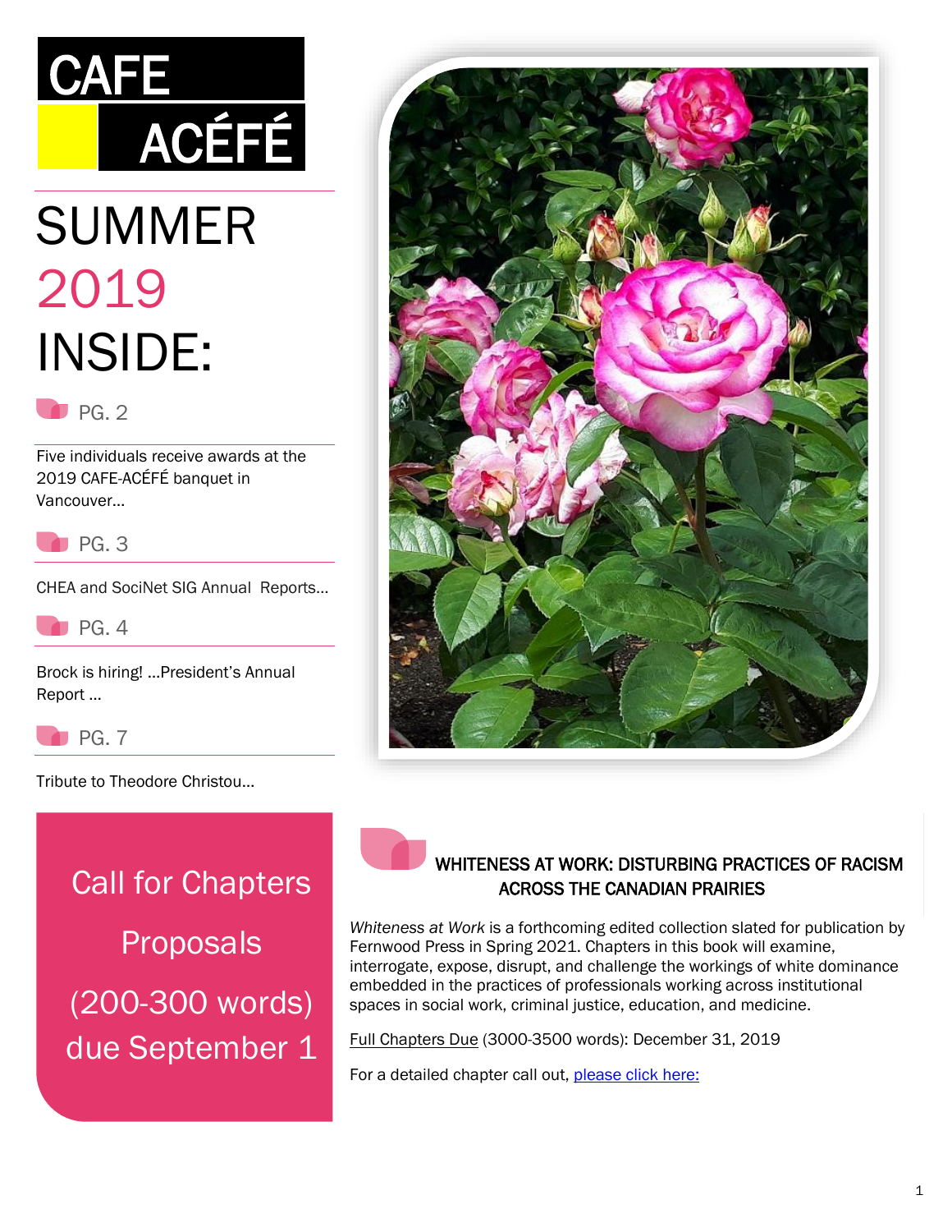# CAFE ACÉFÉ

# SUMMER 2019 INSIDE:

**PG. 2**

Five individuals receive awards at the 2019 CAFE-ACÉFÉ banquet in Vancouver…

**PG. 3**

CHEA and SociNet SIG Annual Reports…

**PG. 4**

Brock is hiring! …President's Annual Report …

**PG. 7**

Tribute to Theodore Christou…

## Call for Chapters Proposals (200-300 words) due September 1

## WHITENESS AT WORK: DISTURBING PRACTICES OF RACISM ACROSS THE CANADIAN PRAIRIES

*Whiteness at Work* is a forthcoming edited collection slated for publication by Fernwood Press in Spring 2021. Chapters in this book will examine, interrogate, expose, disrupt, and challenge the workings of white dominance embedded in the practices of professionals working across institutional spaces in social work, criminal justice, education, and medicine.

Full Chapters Due (3000-3500 words): December 31, 2019

For a detailed chapter call out, please click here: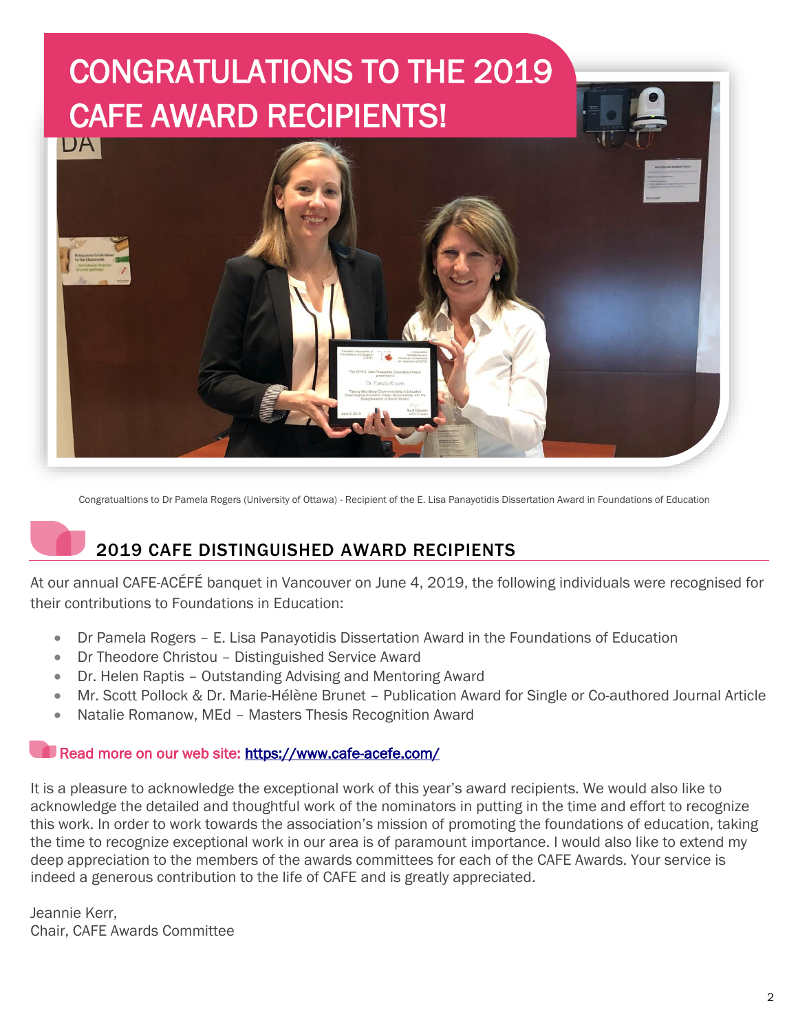# CONGRATULATIONS TO THE 2019 CAFE AWARD RECIPIENTS!

Congratualtions to Dr Pamela Rogers (University of Ottawa) - Recipient of the E. Lisa Panayotidis Dissertation Award in Foundations of Education

## 2019 CAFE DISTINGUISHED AWARD RECIPIENTS

At our annual CAFE-ACÉFÉ banquet in Vancouver on June 4, 2019, the following individuals were recognised for their contributions to Foundations in Education:

- Dr Pamela Rogers – E. Lisa Panayotidis Dissertation Award in the Foundations of Education
- Dr Theodore Christou – Distinguished Service Award
- Dr. Helen Raptis – Outstanding Advising and Mentoring Award
- Mr. Scott Pollock & Dr. Marie-Hélène Brunet – Publication Award for Single or Co-authored Journal Article
- Natalie Romanow, MEd – Masters Thesis Recognition Award

Read more on our web site: https://www.cafe-acefe.com/

It is a pleasure to acknowledge the exceptional work of this year's award recipients. We would also like to acknowledge the detailed and thoughtful work of the nominators in putting in the time and effort to recognize this work. In order to work towards the association's mission of promoting the foundations of education, taking the time to recognize exceptional work in our area is of paramount importance. I would also like to extend my deep appreciation to the members of the awards committees for each of the CAFE Awards. Your service is indeed a generous contribution to the life of CAFE and is greatly appreciated.

Jeannie Kerr,
Chair, CAFE Awards Committee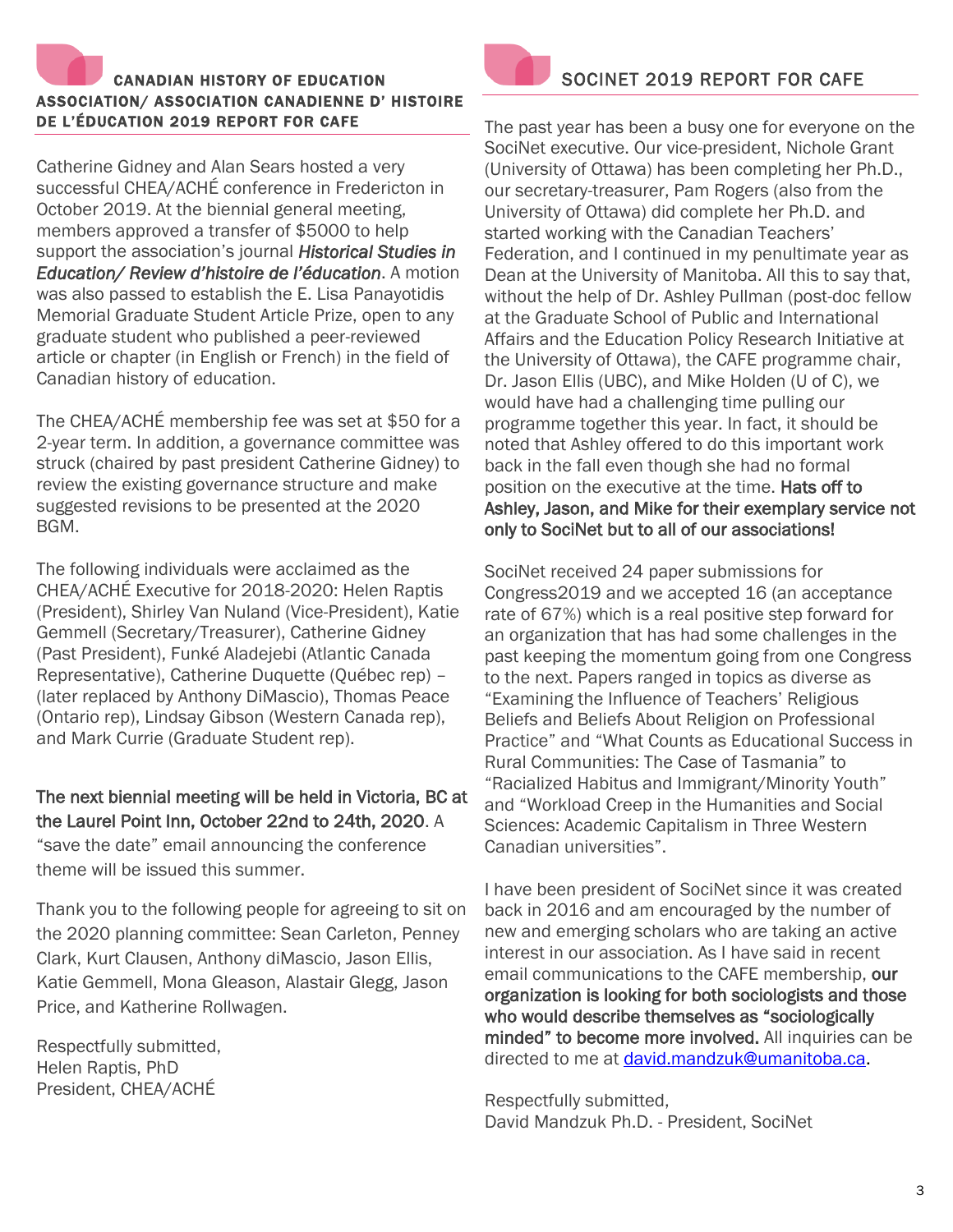## CANADIAN HISTORY OF EDUCATION ASSOCIATION/ ASSOCIATION CANADIENNE D' HISTOIRE DE L'ÉDUCATION 2019 REPORT FOR CAFE

Catherine Gidney and Alan Sears hosted a very successful CHEA/ACHÉ conference in Fredericton in October 2019. At the biennial general meeting, members approved a transfer of $5000 to help support the association's journal ***Historical Studies in Education/ Review d'histoire de l'éducation***. A motion was also passed to establish the E. Lisa Panayotidis Memorial Graduate Student Article Prize, open to any graduate student who published a peer-reviewed article or chapter (in English or French) in the field of Canadian history of education.

The CHEA/ACHÉ membership fee was set at $50 for a 2-year term. In addition, a governance committee was struck (chaired by past president Catherine Gidney) to review the existing governance structure and make suggested revisions to be presented at the 2020 BGM.

The following individuals were acclaimed as the CHEA/ACHÉ Executive for 2018-2020: Helen Raptis (President), Shirley Van Nuland (Vice-President), Katie Gemmell (Secretary/Treasurer), Catherine Gidney (Past President), Funké Aladejebi (Atlantic Canada Representative), Catherine Duquette (Québec rep) – (later replaced by Anthony DiMascio), Thomas Peace (Ontario rep), Lindsay Gibson (Western Canada rep), and Mark Currie (Graduate Student rep).

**The next biennial meeting will be held in Victoria, BC at the Laurel Point Inn, October 22nd to 24th, 2020**. A "save the date" email announcing the conference theme will be issued this summer.

Thank you to the following people for agreeing to sit on the 2020 planning committee: Sean Carleton, Penney Clark, Kurt Clausen, Anthony diMascio, Jason Ellis, Katie Gemmell, Mona Gleason, Alastair Glegg, Jason Price, and Katherine Rollwagen.

Respectfully submitted,
Helen Raptis, PhD
President, CHEA/ACHÉ

## SOCINET 2019 REPORT FOR CAFE

The past year has been a busy one for everyone on the SociNet executive. Our vice-president, Nichole Grant (University of Ottawa) has been completing her Ph.D., our secretary-treasurer, Pam Rogers (also from the University of Ottawa) did complete her Ph.D. and started working with the Canadian Teachers' Federation, and I continued in my penultimate year as Dean at the University of Manitoba. All this to say that, without the help of Dr. Ashley Pullman (post-doc fellow at the Graduate School of Public and International Affairs and the Education Policy Research Initiative at the University of Ottawa), the CAFE programme chair, Dr. Jason Ellis (UBC), and Mike Holden (U of C), we would have had a challenging time pulling our programme together this year. In fact, it should be noted that Ashley offered to do this important work back in the fall even though she had no formal position on the executive at the time. **Hats off to Ashley, Jason, and Mike for their exemplary service not only to SociNet but to all of our associations!**

SociNet received 24 paper submissions for Congress2019 and we accepted 16 (an acceptance rate of 67%) which is a real positive step forward for an organization that has had some challenges in the past keeping the momentum going from one Congress to the next. Papers ranged in topics as diverse as "Examining the Influence of Teachers' Religious Beliefs and Beliefs About Religion on Professional Practice" and "What Counts as Educational Success in Rural Communities: The Case of Tasmania" to "Racialized Habitus and Immigrant/Minority Youth" and "Workload Creep in the Humanities and Social Sciences: Academic Capitalism in Three Western Canadian universities".

I have been president of SociNet since it was created back in 2016 and am encouraged by the number of new and emerging scholars who are taking an active interest in our association. As I have said in recent email communications to the CAFE membership, **our organization is looking for both sociologists and those who would describe themselves as "sociologically minded" to become more involved.** All inquiries can be directed to me at david.mandzuk@umanitoba.ca.

Respectfully submitted,
David Mandzuk Ph.D. - President, SociNet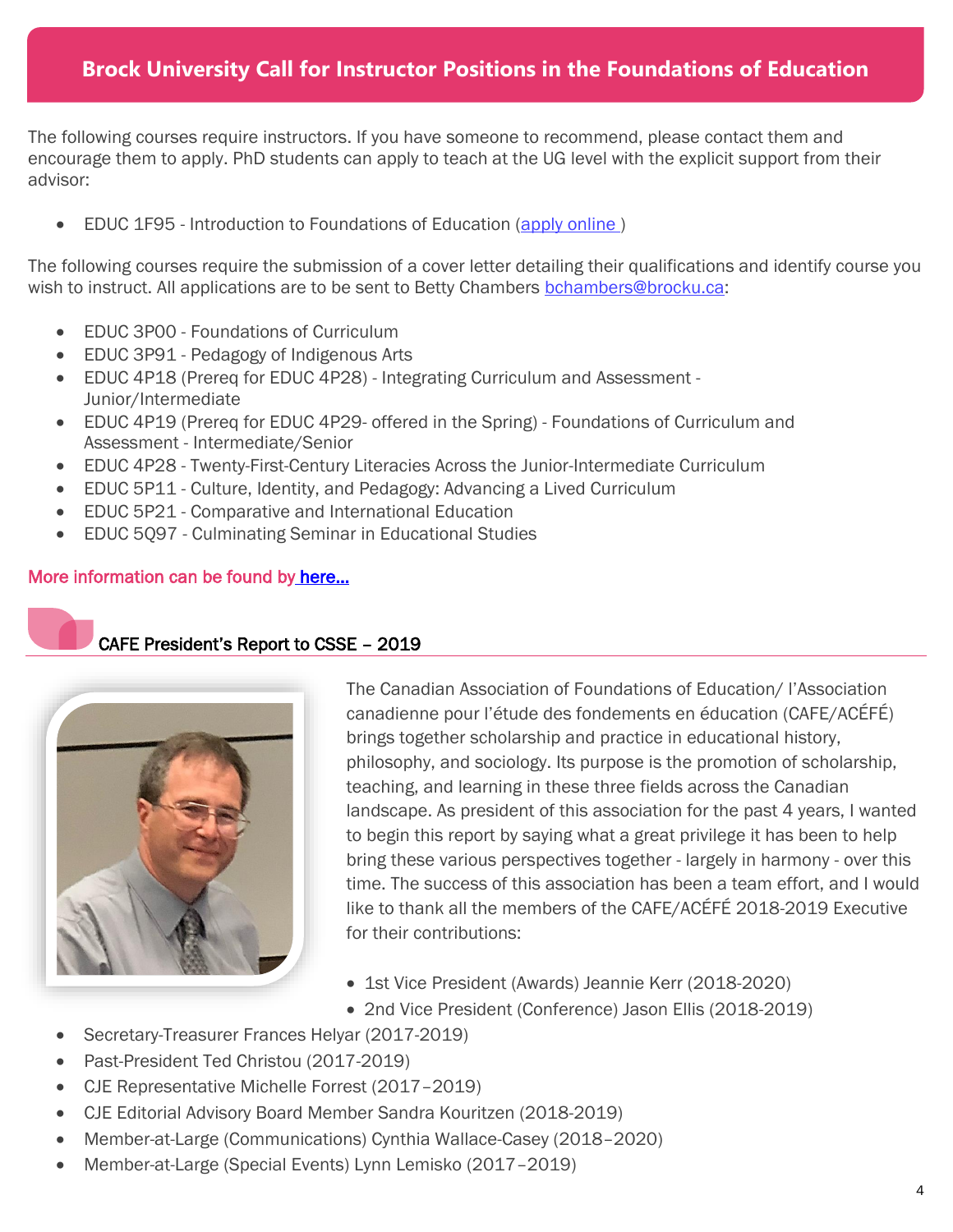## Brock University Call for Instructor Positions in the Foundations of Education

The following courses require instructors. If you have someone to recommend, please contact them and encourage them to apply. PhD students can apply to teach at the UG level with the explicit support from their advisor:

- EDUC 1F95 - Introduction to Foundations of Education (apply online )

The following courses require the submission of a cover letter detailing their qualifications and identify course you wish to instruct. All applications are to be sent to Betty Chambers bchambers@brocku.ca:

- EDUC 3P00 - Foundations of Curriculum
- EDUC 3P91 - Pedagogy of Indigenous Arts
- EDUC 4P18 (Prereq for EDUC 4P28) - Integrating Curriculum and Assessment - Junior/Intermediate
- EDUC 4P19 (Prereq for EDUC 4P29- offered in the Spring) - Foundations of Curriculum and Assessment - Intermediate/Senior
- EDUC 4P28 - Twenty-First-Century Literacies Across the Junior-Intermediate Curriculum
- EDUC 5P11 - Culture, Identity, and Pedagogy: Advancing a Lived Curriculum
- EDUC 5P21 - Comparative and International Education
- EDUC 5Q97 - Culminating Seminar in Educational Studies

More information can be found by here...

## CAFE President's Report to CSSE – 2019

The Canadian Association of Foundations of Education/ l'Association canadienne pour l'étude des fondements en éducation (CAFE/ACÉFÉ) brings together scholarship and practice in educational history, philosophy, and sociology. Its purpose is the promotion of scholarship, teaching, and learning in these three fields across the Canadian landscape. As president of this association for the past 4 years, I wanted to begin this report by saying what a great privilege it has been to help bring these various perspectives together - largely in harmony - over this time. The success of this association has been a team effort, and I would like to thank all the members of the CAFE/ACÉFÉ 2018-2019 Executive for their contributions:

- 1st Vice President (Awards) Jeannie Kerr (2018-2020)
- 2nd Vice President (Conference) Jason Ellis (2018-2019)
- Secretary-Treasurer Frances Helyar (2017-2019)
- Past-President Ted Christou (2017-2019)
- CJE Representative Michelle Forrest (2017–2019)
- CJE Editorial Advisory Board Member Sandra Kouritzen (2018-2019)
- Member-at-Large (Communications) Cynthia Wallace-Casey (2018–2020)
- Member-at-Large (Special Events) Lynn Lemisko (2017–2019)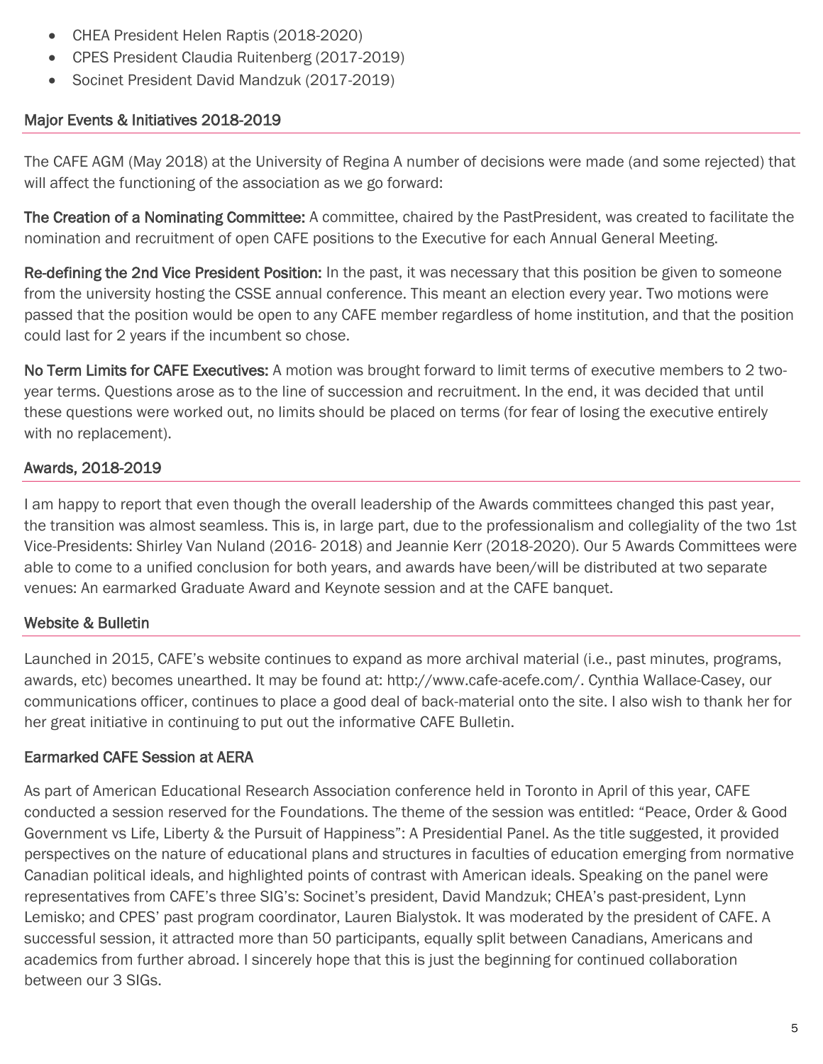- CHEA President Helen Raptis (2018-2020)
- CPES President Claudia Ruitenberg (2017-2019)
- Socinet President David Mandzuk (2017-2019)

## Major Events & Initiatives 2018-2019

The CAFE AGM (May 2018) at the University of Regina A number of decisions were made (and some rejected) that will affect the functioning of the association as we go forward:

**The Creation of a Nominating Committee:** A committee, chaired by the PastPresident, was created to facilitate the nomination and recruitment of open CAFE positions to the Executive for each Annual General Meeting.

**Re-defining the 2nd Vice President Position:** In the past, it was necessary that this position be given to someone from the university hosting the CSSE annual conference. This meant an election every year. Two motions were passed that the position would be open to any CAFE member regardless of home institution, and that the position could last for 2 years if the incumbent so chose.

**No Term Limits for CAFE Executives:** A motion was brought forward to limit terms of executive members to 2 two-year terms. Questions arose as to the line of succession and recruitment. In the end, it was decided that until these questions were worked out, no limits should be placed on terms (for fear of losing the executive entirely with no replacement).

## Awards, 2018-2019

I am happy to report that even though the overall leadership of the Awards committees changed this past year, the transition was almost seamless. This is, in large part, due to the professionalism and collegiality of the two 1st Vice-Presidents: Shirley Van Nuland (2016- 2018) and Jeannie Kerr (2018-2020). Our 5 Awards Committees were able to come to a unified conclusion for both years, and awards have been/will be distributed at two separate venues: An earmarked Graduate Award and Keynote session and at the CAFE banquet.

## Website & Bulletin

Launched in 2015, CAFE's website continues to expand as more archival material (i.e., past minutes, programs, awards, etc) becomes unearthed. It may be found at: http://www.cafe-acefe.com/. Cynthia Wallace-Casey, our communications officer, continues to place a good deal of back-material onto the site. I also wish to thank her for her great initiative in continuing to put out the informative CAFE Bulletin.

## Earmarked CAFE Session at AERA

As part of American Educational Research Association conference held in Toronto in April of this year, CAFE conducted a session reserved for the Foundations. The theme of the session was entitled: "Peace, Order & Good Government vs Life, Liberty & the Pursuit of Happiness": A Presidential Panel. As the title suggested, it provided perspectives on the nature of educational plans and structures in faculties of education emerging from normative Canadian political ideals, and highlighted points of contrast with American ideals. Speaking on the panel were representatives from CAFE's three SIG's: Socinet's president, David Mandzuk; CHEA's past-president, Lynn Lemisko; and CPES' past program coordinator, Lauren Bialystok. It was moderated by the president of CAFE. A successful session, it attracted more than 50 participants, equally split between Canadians, Americans and academics from further abroad. I sincerely hope that this is just the beginning for continued collaboration between our 3 SIGs.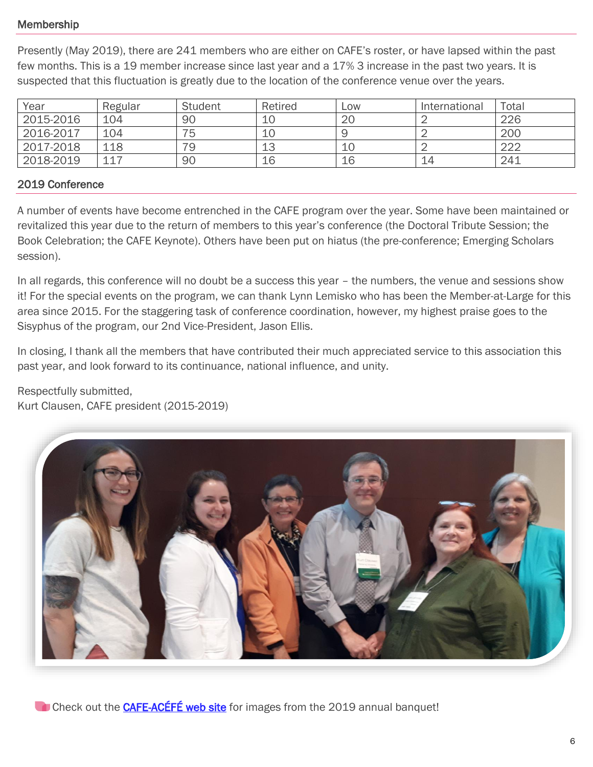## Membership

Presently (May 2019), there are 241 members who are either on CAFE's roster, or have lapsed within the past few months. This is a 19 member increase since last year and a 17% 3 increase in the past two years. It is suspected that this fluctuation is greatly due to the location of the conference venue over the years.

| Year | Regular | Student | Retired | Low | International | Total |
|---|---|---|---|---|---|---|
| 2015-2016 | 104 | 90 | 10 | 20 | 2 | 226 |
| 2016-2017 | 104 | 75 | 10 | 9 | 2 | 200 |
| 2017-2018 | 118 | 79 | 13 | 10 | 2 | 222 |
| 2018-2019 | 117 | 90 | 16 | 16 | 14 | 241 |

## 2019 Conference

A number of events have become entrenched in the CAFE program over the year. Some have been maintained or revitalized this year due to the return of members to this year's conference (the Doctoral Tribute Session; the Book Celebration; the CAFE Keynote). Others have been put on hiatus (the pre-conference; Emerging Scholars session).

In all regards, this conference will no doubt be a success this year – the numbers, the venue and sessions show it! For the special events on the program, we can thank Lynn Lemisko who has been the Member-at-Large for this area since 2015. For the staggering task of conference coordination, however, my highest praise goes to the Sisyphus of the program, our 2nd Vice-President, Jason Ellis.

In closing, I thank all the members that have contributed their much appreciated service to this association this past year, and look forward to its continuance, national influence, and unity.

Respectfully submitted,
Kurt Clausen, CAFE president (2015-2019)

Check out the [CAFE-ACÉFÉ web site]() for images from the 2019 annual banquet!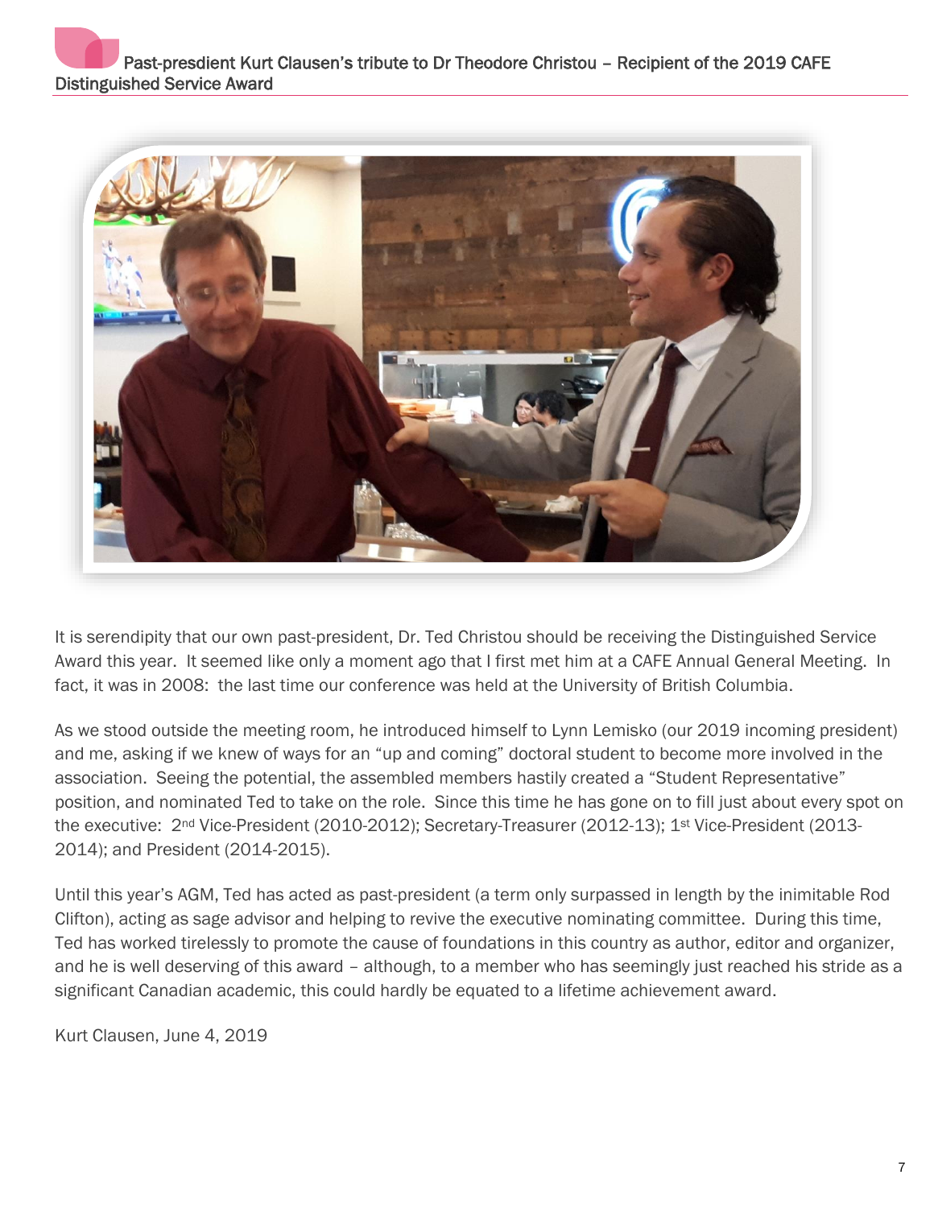# Past-presdient Kurt Clausen's tribute to Dr Theodore Christou – Recipient of the 2019 CAFE Distinguished Service Award

It is serendipity that our own past-president, Dr. Ted Christou should be receiving the Distinguished Service Award this year. It seemed like only a moment ago that I first met him at a CAFE Annual General Meeting. In fact, it was in 2008: the last time our conference was held at the University of British Columbia.

As we stood outside the meeting room, he introduced himself to Lynn Lemisko (our 2019 incoming president) and me, asking if we knew of ways for an "up and coming" doctoral student to become more involved in the association. Seeing the potential, the assembled members hastily created a "Student Representative" position, and nominated Ted to take on the role. Since this time he has gone on to fill just about every spot on the executive: 2nd Vice-President (2010-2012); Secretary-Treasurer (2012-13); 1st Vice-President (2013-2014); and President (2014-2015).

Until this year's AGM, Ted has acted as past-president (a term only surpassed in length by the inimitable Rod Clifton), acting as sage advisor and helping to revive the executive nominating committee. During this time, Ted has worked tirelessly to promote the cause of foundations in this country as author, editor and organizer, and he is well deserving of this award – although, to a member who has seemingly just reached his stride as a significant Canadian academic, this could hardly be equated to a lifetime achievement award.

Kurt Clausen, June 4, 2019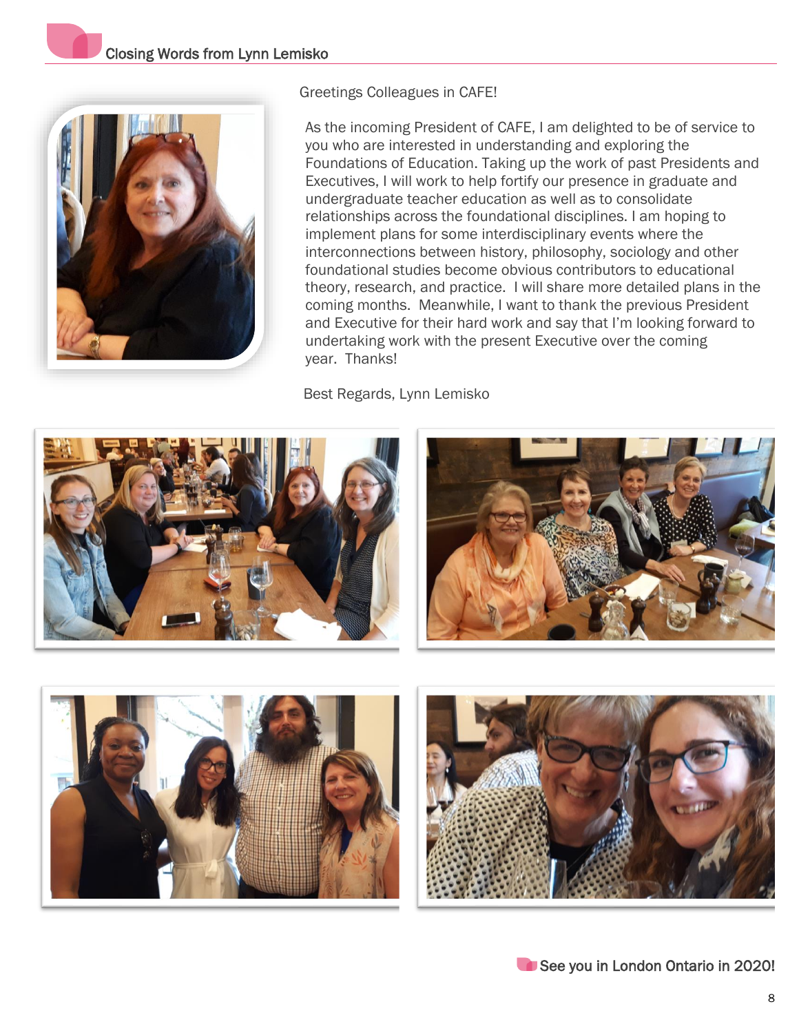## Closing Words from Lynn Lemisko

Greetings Colleagues in CAFE!

As the incoming President of CAFE, I am delighted to be of service to you who are interested in understanding and exploring the Foundations of Education. Taking up the work of past Presidents and Executives, I will work to help fortify our presence in graduate and undergraduate teacher education as well as to consolidate relationships across the foundational disciplines. I am hoping to implement plans for some interdisciplinary events where the interconnections between history, philosophy, sociology and other foundational studies become obvious contributors to educational theory, research, and practice. I will share more detailed plans in the coming months. Meanwhile, I want to thank the previous President and Executive for their hard work and say that I'm looking forward to undertaking work with the present Executive over the coming year. Thanks!

Best Regards, Lynn Lemisko

See you in London Ontario in 2020!